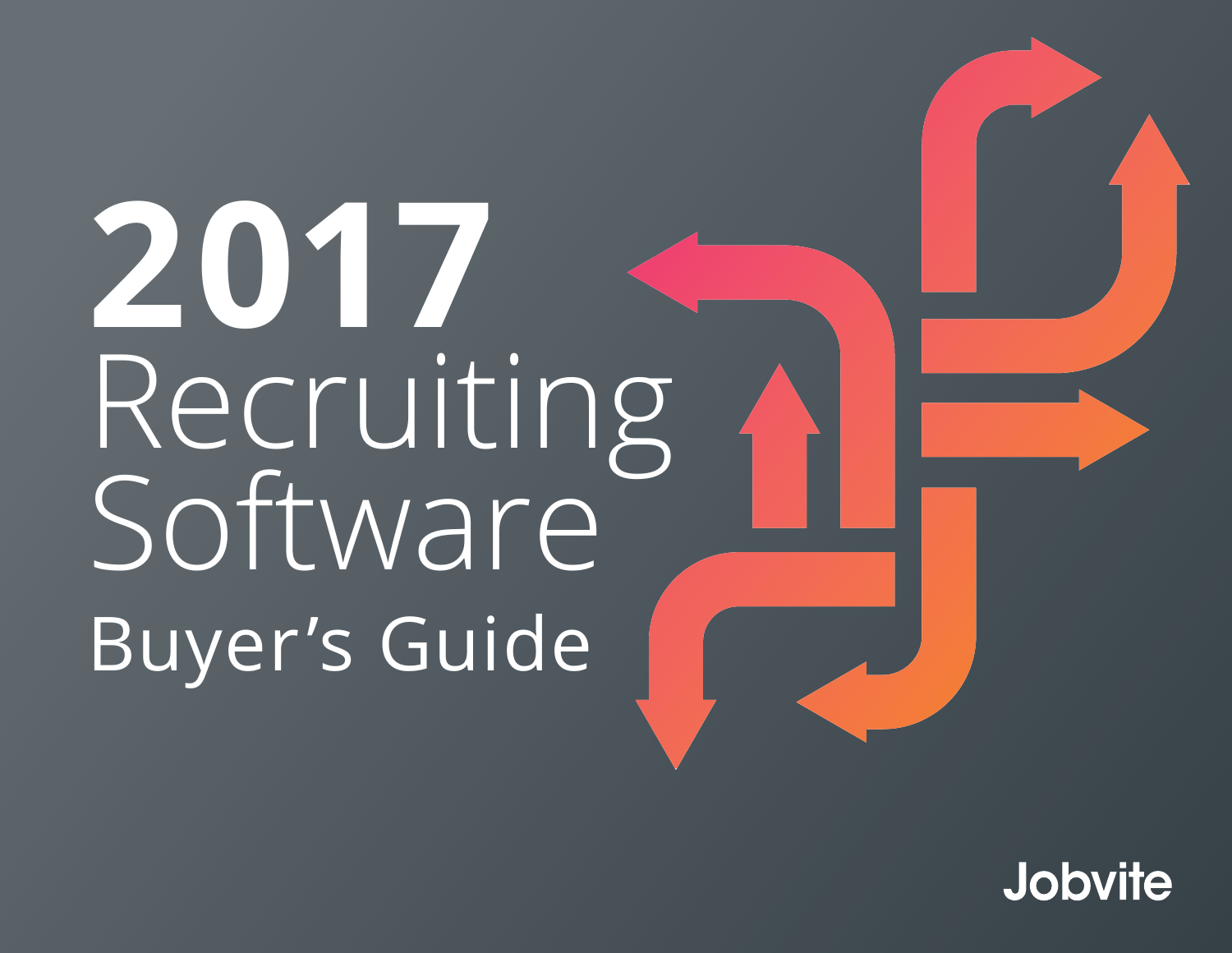# 2017 Recruiting Software

## Buyer's Guide

Jobvite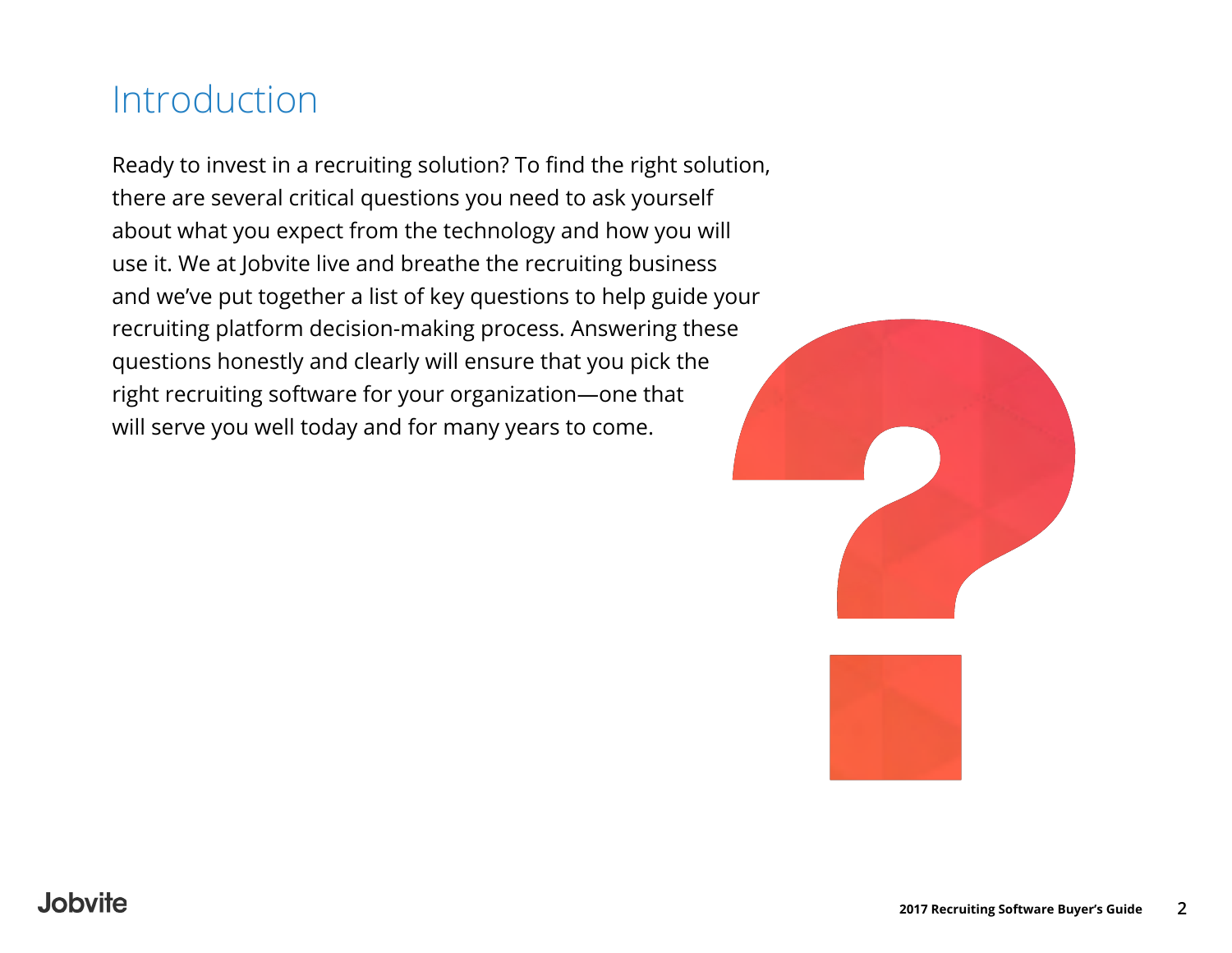# Introduction

Ready to invest in a recruiting solution? To find the right solution, there are several critical questions you need to ask yourself about what you expect from the technology and how you will use it. We at Jobvite live and breathe the recruiting business and we've put together a list of key questions to help guide your recruiting platform decision-making process. Answering these questions honestly and clearly will ensure that you pick the right recruiting software for your organization—one that will serve you well today and for many years to come.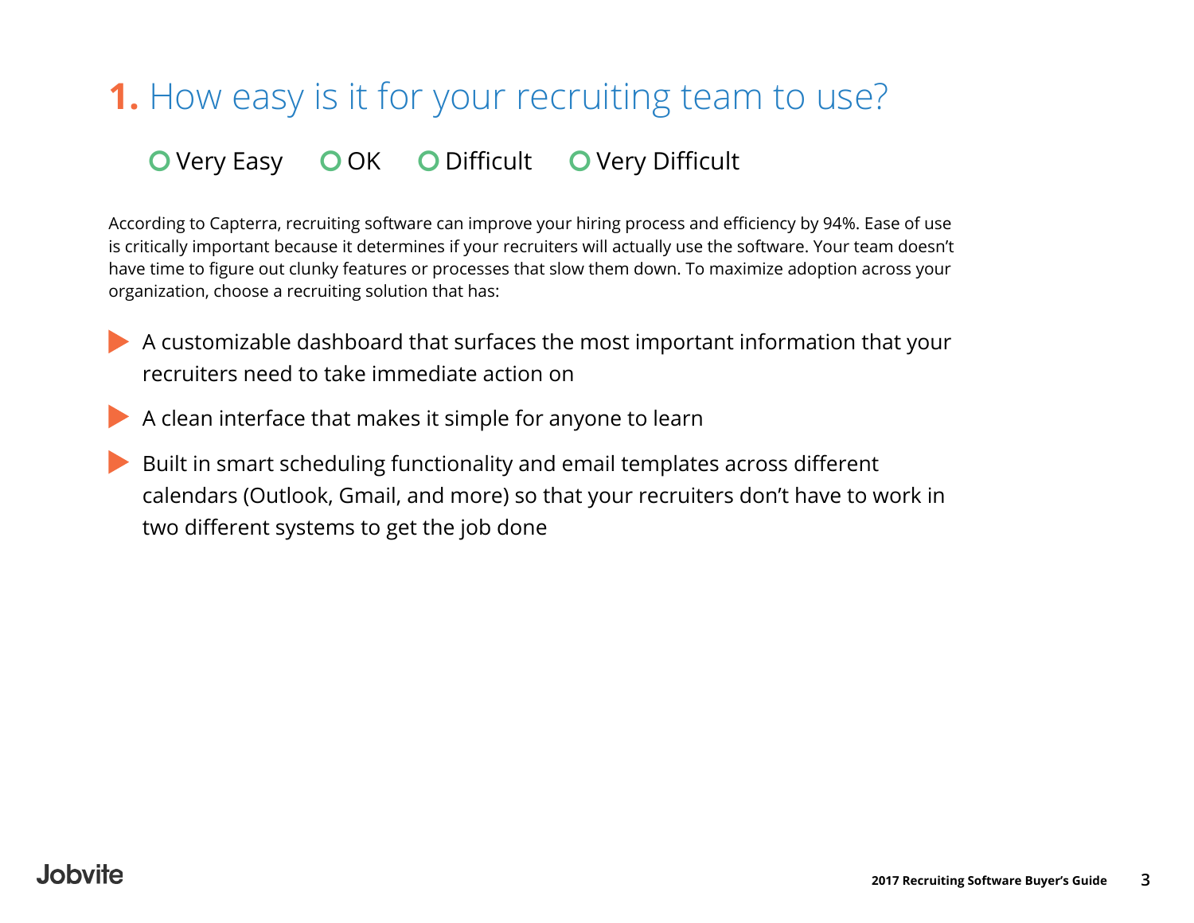## 1. How easy is it for your recruiting team to use?

○ Very Easy ○ OK ○ Difficult ○ Very Difficult

According to Capterra, recruiting software can improve your hiring process and efficiency by 94%. Ease of use is critically important because it determines if your recruiters will actually use the software. Your team doesn't have time to figure out clunky features or processes that slow them down. To maximize adoption across your organization, choose a recruiting solution that has:

- A customizable dashboard that surfaces the most important information that your recruiters need to take immediate action on
- A clean interface that makes it simple for anyone to learn
- Built in smart scheduling functionality and email templates across different calendars (Outlook, Gmail, and more) so that your recruiters don't have to work in two different systems to get the job done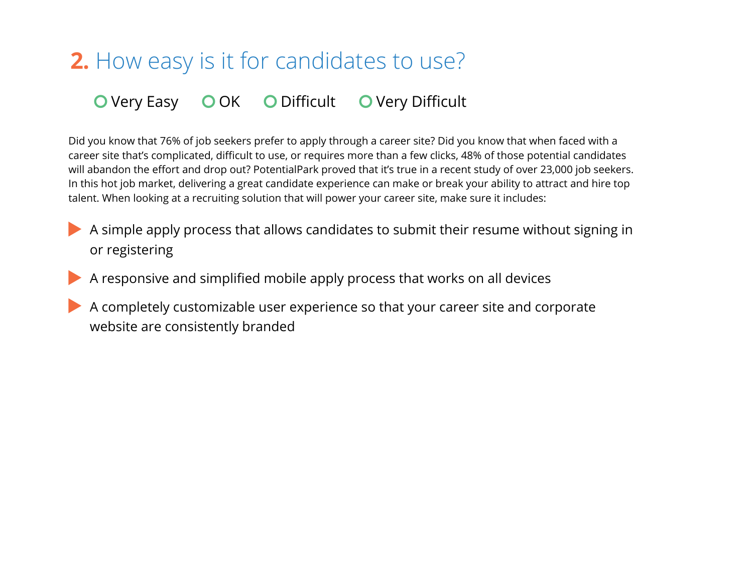## 2. How easy is it for candidates to use?

○ Very Easy ○ OK ○ Difficult ○ Very Difficult

Did you know that 76% of job seekers prefer to apply through a career site? Did you know that when faced with a career site that's complicated, difficult to use, or requires more than a few clicks, 48% of those potential candidates will abandon the effort and drop out? PotentialPark proved that it's true in a recent study of over 23,000 job seekers. In this hot job market, delivering a great candidate experience can make or break your ability to attract and hire top talent. When looking at a recruiting solution that will power your career site, make sure it includes:

- A simple apply process that allows candidates to submit their resume without signing in or registering
- A responsive and simplified mobile apply process that works on all devices
- A completely customizable user experience so that your career site and corporate website are consistently branded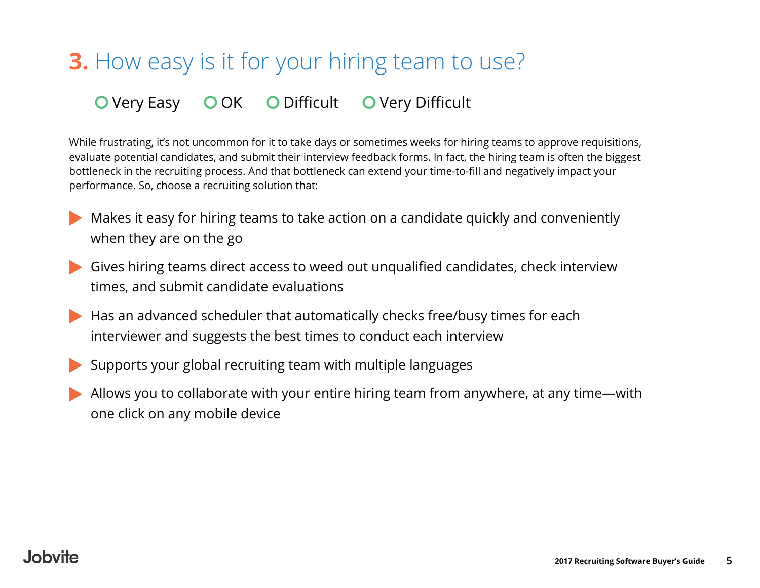## **3.** How easy is it for your hiring team to use?

- ○ Very Easy ○ OK ○ Difficult ○ Very Difficult

While frustrating, it's not uncommon for it to take days or sometimes weeks for hiring teams to approve requisitions, evaluate potential candidates, and submit their interview feedback forms. In fact, the hiring team is often the biggest bottleneck in the recruiting process. And that bottleneck can extend your time-to-fill and negatively impact your performance. So, choose a recruiting solution that:

- Makes it easy for hiring teams to take action on a candidate quickly and conveniently when they are on the go
- Gives hiring teams direct access to weed out unqualified candidates, check interview times, and submit candidate evaluations
- Has an advanced scheduler that automatically checks free/busy times for each interviewer and suggests the best times to conduct each interview
- Supports your global recruiting team with multiple languages
- Allows you to collaborate with your entire hiring team from anywhere, at any time—with one click on any mobile device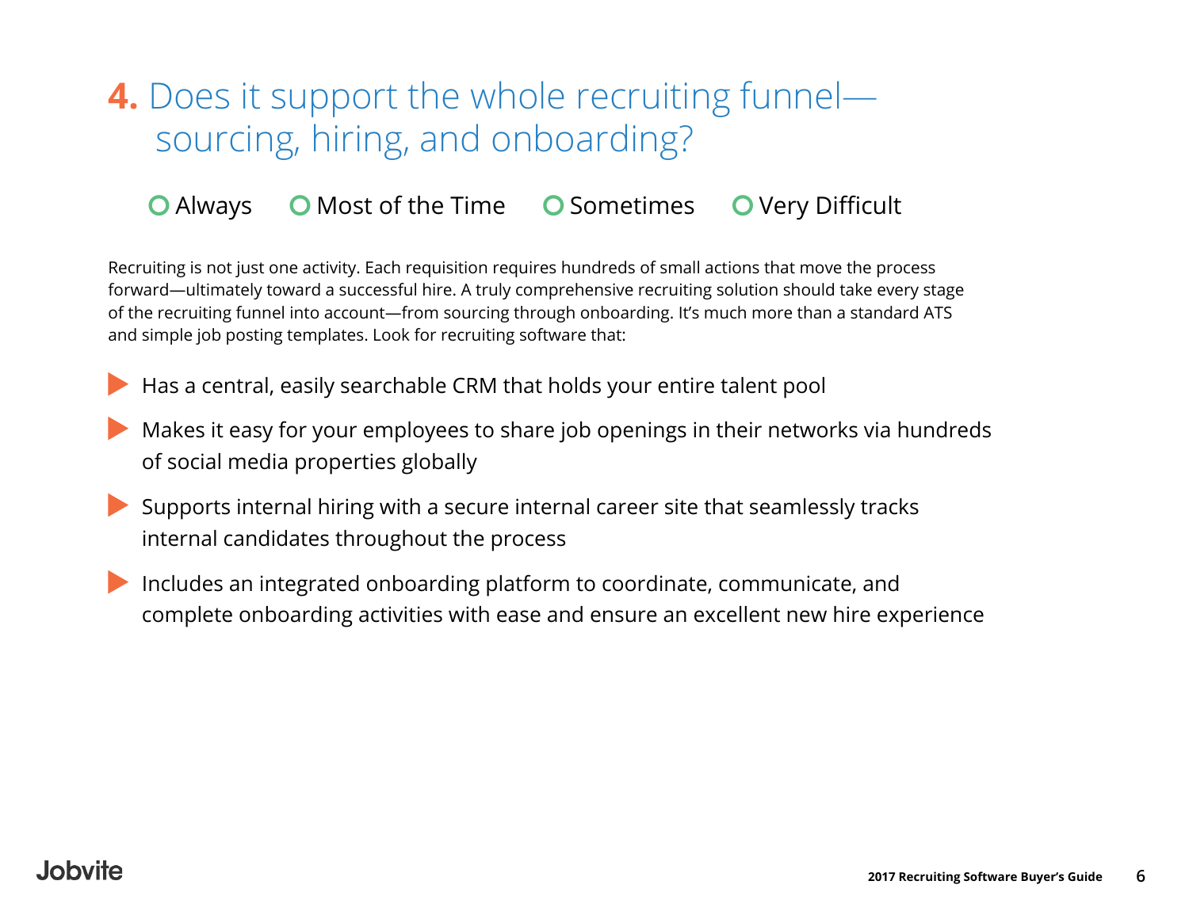## 4. Does it support the whole recruiting funnel—sourcing, hiring, and onboarding?

○ Always ○ Most of the Time ○ Sometimes ○ Very Difficult

Recruiting is not just one activity. Each requisition requires hundreds of small actions that move the process forward—ultimately toward a successful hire. A truly comprehensive recruiting solution should take every stage of the recruiting funnel into account—from sourcing through onboarding. It's much more than a standard ATS and simple job posting templates. Look for recruiting software that:

- Has a central, easily searchable CRM that holds your entire talent pool
- Makes it easy for your employees to share job openings in their networks via hundreds of social media properties globally
- Supports internal hiring with a secure internal career site that seamlessly tracks internal candidates throughout the process
- Includes an integrated onboarding platform to coordinate, communicate, and complete onboarding activities with ease and ensure an excellent new hire experience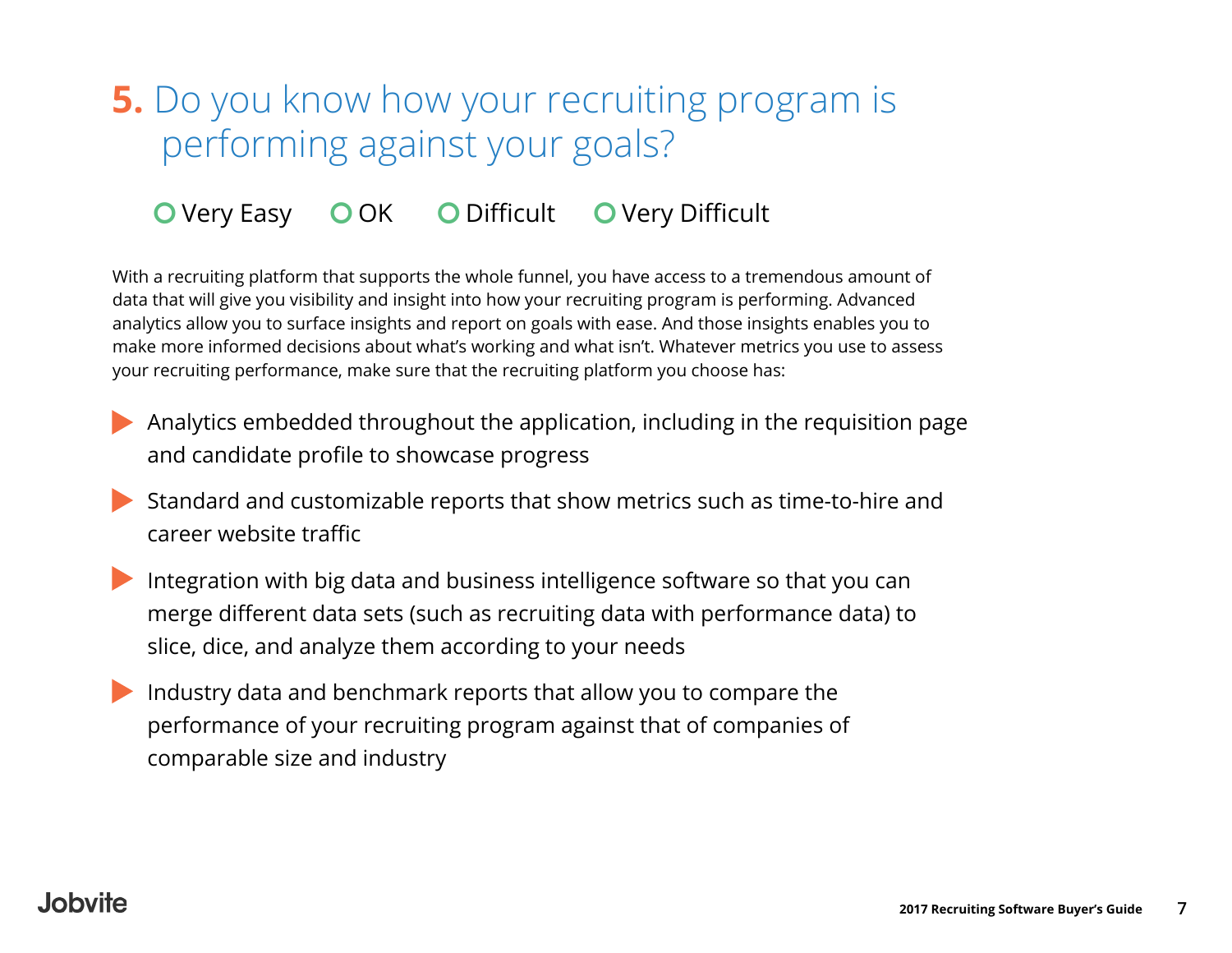## 5. Do you know how your recruiting program is performing against your goals?

○ Very Easy ○ OK ○ Difficult ○ Very Difficult

With a recruiting platform that supports the whole funnel, you have access to a tremendous amount of data that will give you visibility and insight into how your recruiting program is performing. Advanced analytics allow you to surface insights and report on goals with ease. And those insights enables you to make more informed decisions about what's working and what isn't. Whatever metrics you use to assess your recruiting performance, make sure that the recruiting platform you choose has:

- Analytics embedded throughout the application, including in the requisition page and candidate profile to showcase progress
- Standard and customizable reports that show metrics such as time-to-hire and career website traffic
- Integration with big data and business intelligence software so that you can merge different data sets (such as recruiting data with performance data) to slice, dice, and analyze them according to your needs
- Industry data and benchmark reports that allow you to compare the performance of your recruiting program against that of companies of comparable size and industry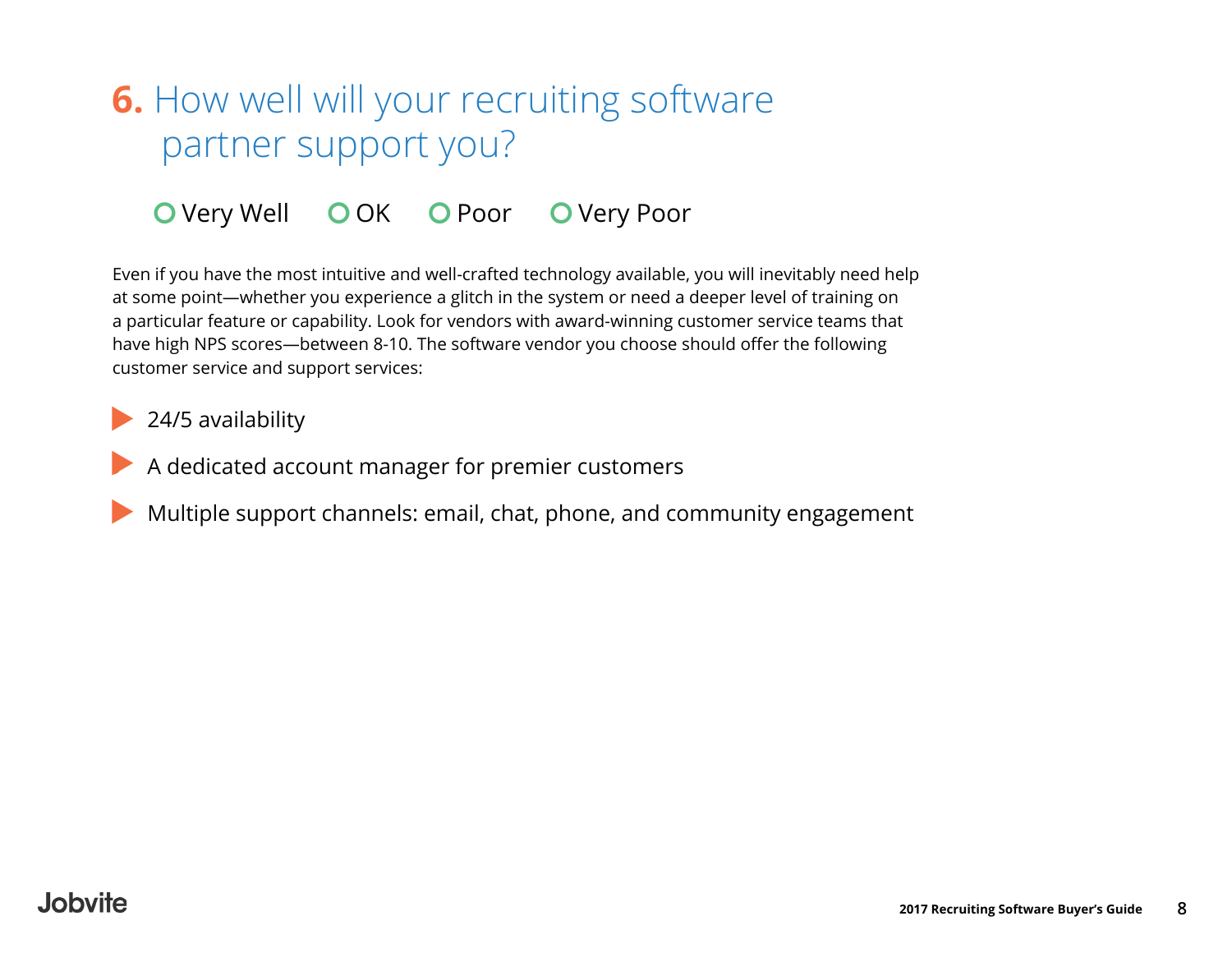## 6. How well will your recruiting software partner support you?

○ Very Well ○ OK ○ Poor ○ Very Poor

Even if you have the most intuitive and well-crafted technology available, you will inevitably need help at some point—whether you experience a glitch in the system or need a deeper level of training on a particular feature or capability. Look for vendors with award-winning customer service teams that have high NPS scores—between 8-10. The software vendor you choose should offer the following customer service and support services:

- 24/5 availability
- A dedicated account manager for premier customers
- Multiple support channels: email, chat, phone, and community engagement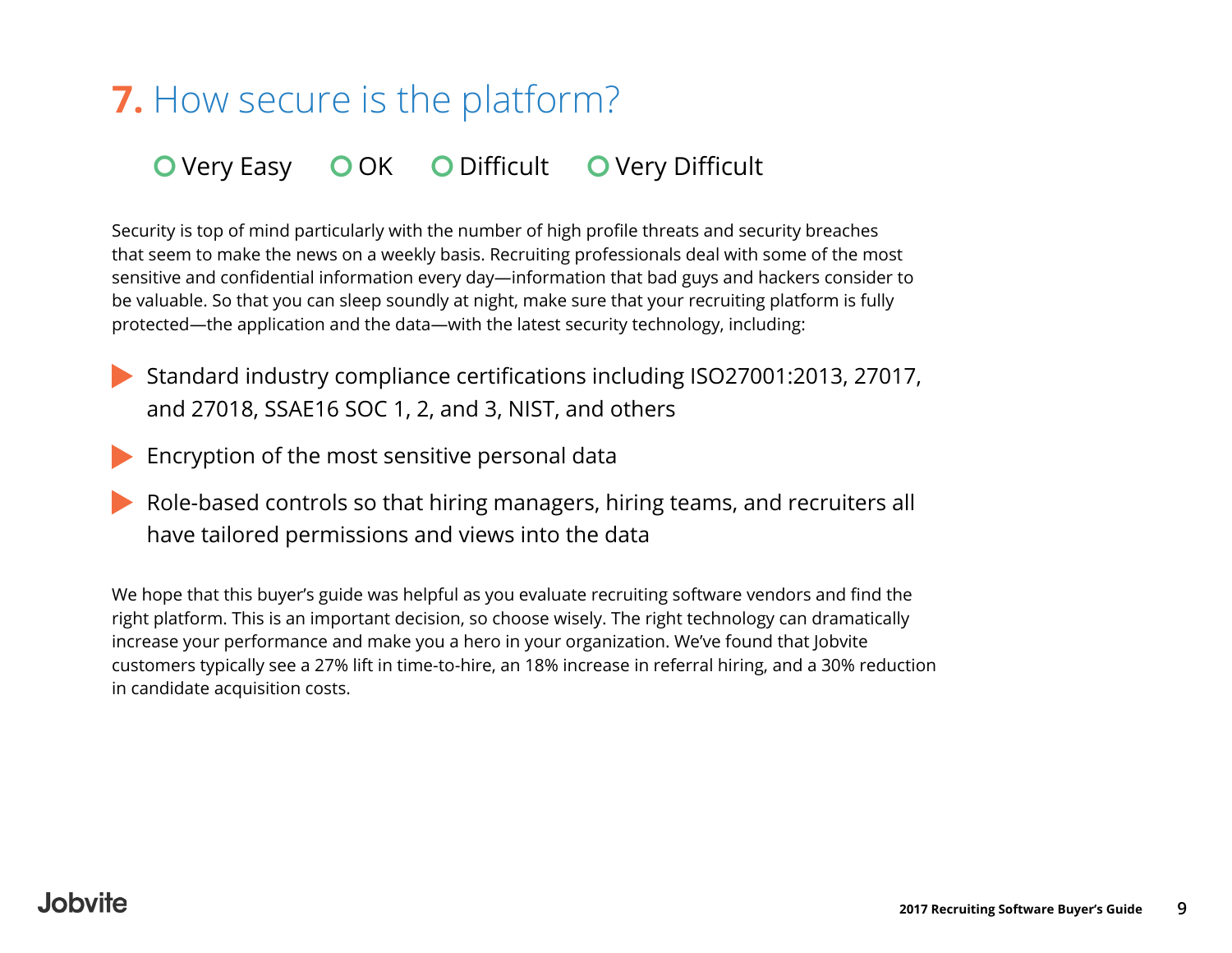## **7.** How secure is the platform?

○ Very Easy ○ OK ○ Difficult ○ Very Difficult

Security is top of mind particularly with the number of high profile threats and security breaches that seem to make the news on a weekly basis. Recruiting professionals deal with some of the most sensitive and confidential information every day—information that bad guys and hackers consider to be valuable. So that you can sleep soundly at night, make sure that your recruiting platform is fully protected—the application and the data—with the latest security technology, including:

- Standard industry compliance certifications including ISO27001:2013, 27017, and 27018, SSAE16 SOC 1, 2, and 3, NIST, and others
- Encryption of the most sensitive personal data
- Role-based controls so that hiring managers, hiring teams, and recruiters all have tailored permissions and views into the data

We hope that this buyer's guide was helpful as you evaluate recruiting software vendors and find the right platform. This is an important decision, so choose wisely. The right technology can dramatically increase your performance and make you a hero in your organization. We've found that Jobvite customers typically see a 27% lift in time-to-hire, an 18% increase in referral hiring, and a 30% reduction in candidate acquisition costs.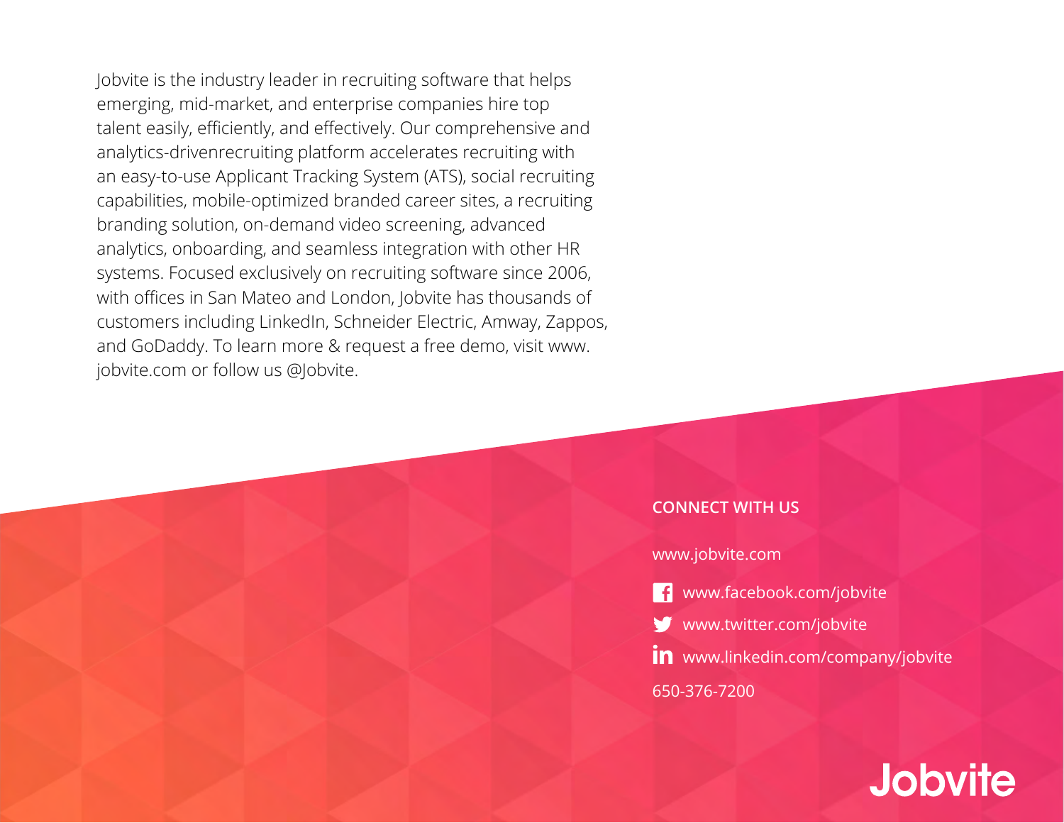Jobvite is the industry leader in recruiting software that helps emerging, mid-market, and enterprise companies hire top talent easily, efficiently, and effectively. Our comprehensive and analytics-drivenrecruiting platform accelerates recruiting with an easy-to-use Applicant Tracking System (ATS), social recruiting capabilities, mobile-optimized branded career sites, a recruiting branding solution, on-demand video screening, advanced analytics, onboarding, and seamless integration with other HR systems. Focused exclusively on recruiting software since 2006, with offices in San Mateo and London, Jobvite has thousands of customers including LinkedIn, Schneider Electric, Amway, Zappos, and GoDaddy. To learn more & request a free demo, visit www.jobvite.com or follow us @Jobvite.

**CONNECT WITH US**

www.jobvite.com

www.facebook.com/jobvite

www.twitter.com/jobvite

www.linkedin.com/company/jobvite

650-376-7200

Jobvite